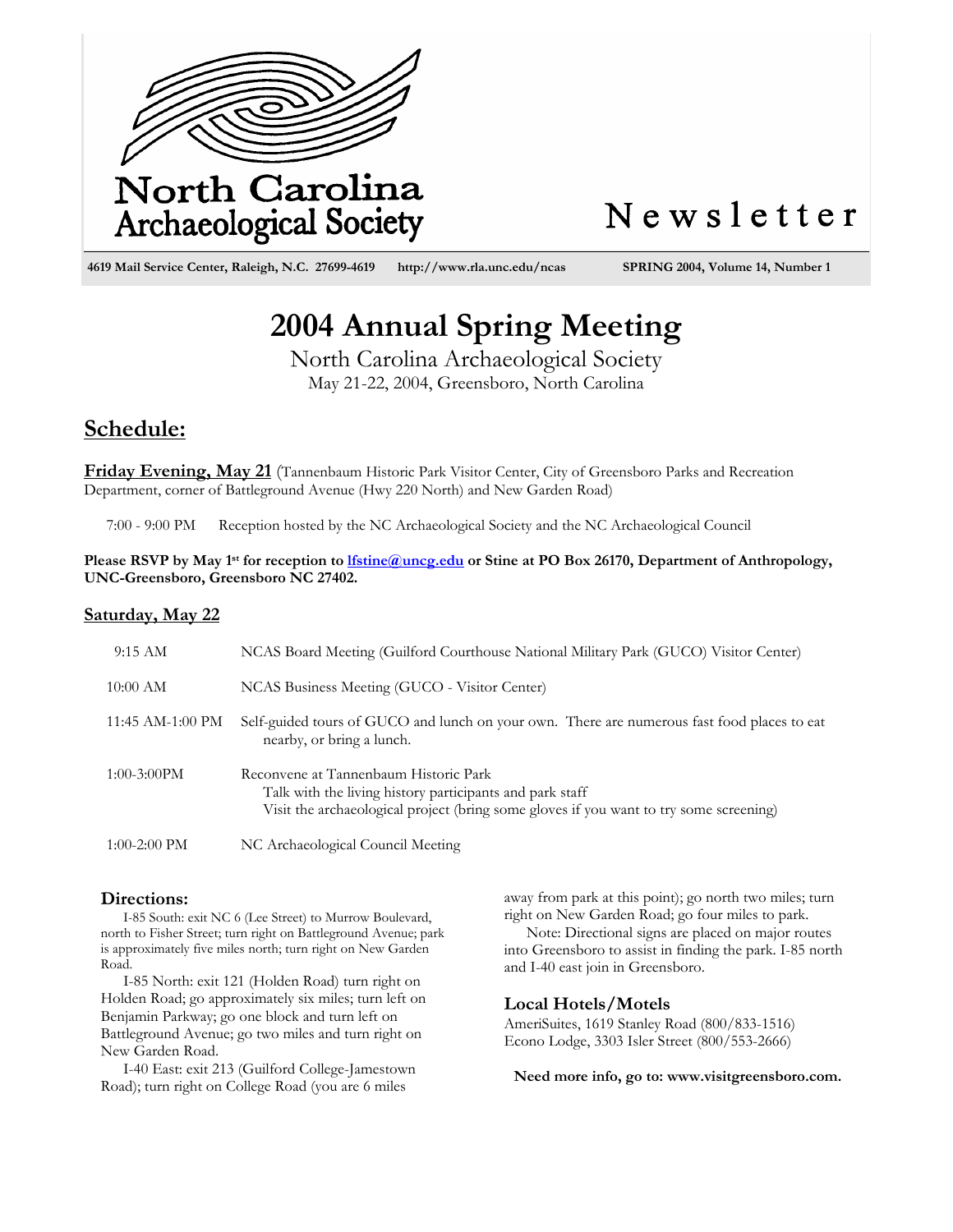# North Carolina Archaeological Society

# Newsletter

4619 Mail Service Center, Raleigh, N.C. 27699-4619 http://www.rla.unc.edu/ncas SPRING 2004, Volume 14, Number 1

# 2004 Annual Spring Meeting

North Carolina Archaeological Society

May 21-22, 2004, Greensboro, North Carolina

## Schedule:

**Friday Evening, May 21** (Tannenbaum Historic Park Visitor Center, City of Greensboro Parks and Recreation Department, corner of Battleground Avenue (Hwy 220 North) and New Garden Road)

7:00 - 9:00 PM Reception hosted by the NC Archaeological Society and the NC Archaeological Council

**Please RSVP by May 1st for reception to lfstine@uncg.edu or Stine at PO Box 26170, Department of Anthropology, UNC-Greensboro, Greensboro NC 27402.**

**Saturday, May 22**

| | |
|---|---|
| 9:15 AM | NCAS Board Meeting (Guilford Courthouse National Military Park (GUCO) Visitor Center) |
| 10:00 AM | NCAS Business Meeting (GUCO - Visitor Center) |
| 11:45 AM-1:00 PM | Self-guided tours of GUCO and lunch on your own. There are numerous fast food places to eat nearby, or bring a lunch. |
| 1:00-3:00PM | Reconvene at Tannenbaum Historic Park<br>Talk with the living history participants and park staff<br>Visit the archaeological project (bring some gloves if you want to try some screening) |
| 1:00-2:00 PM | NC Archaeological Council Meeting |

### Directions:

I-85 South: exit NC 6 (Lee Street) to Murrow Boulevard, north to Fisher Street; turn right on Battleground Avenue; park is approximately five miles north; turn right on New Garden Road.

I-85 North: exit 121 (Holden Road) turn right on Holden Road; go approximately six miles; turn left on Benjamin Parkway; go one block and turn left on Battleground Avenue; go two miles and turn right on New Garden Road.

I-40 East: exit 213 (Guilford College-Jamestown Road); turn right on College Road (you are 6 miles away from park at this point); go north two miles; turn right on New Garden Road; go four miles to park.

Note: Directional signs are placed on major routes into Greensboro to assist in finding the park. I-85 north and I-40 east join in Greensboro.

### Local Hotels/Motels

AmeriSuites, 1619 Stanley Road (800/833-1516)
Econo Lodge, 3303 Isler Street (800/553-2666)

**Need more info, go to: www.visitgreensboro.com.**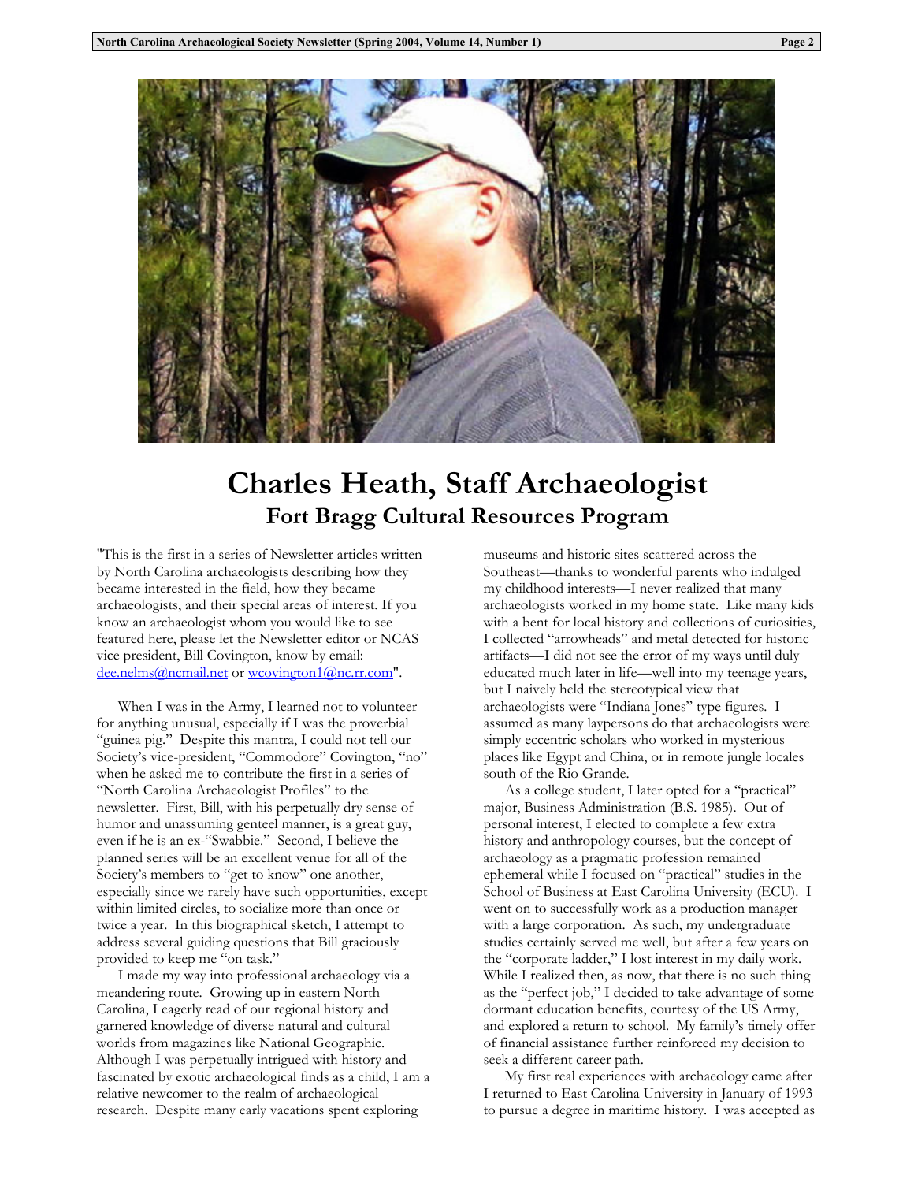# Charles Heath, Staff Archaeologist

## Fort Bragg Cultural Resources Program

"This is the first in a series of Newsletter articles written by North Carolina archaeologists describing how they became interested in the field, how they became archaeologists, and their special areas of interest. If you know an archaeologist whom you would like to see featured here, please let the Newsletter editor or NCAS vice president, Bill Covington, know by email: dee.nelms@ncmail.net or wcovington1@nc.rr.com".

When I was in the Army, I learned not to volunteer for anything unusual, especially if I was the proverbial "guinea pig." Despite this mantra, I could not tell our Society's vice-president, "Commodore" Covington, "no" when he asked me to contribute the first in a series of "North Carolina Archaeologist Profiles" to the newsletter. First, Bill, with his perpetually dry sense of humor and unassuming genteel manner, is a great guy, even if he is an ex-"Swabbie." Second, I believe the planned series will be an excellent venue for all of the Society's members to "get to know" one another, especially since we rarely have such opportunities, except within limited circles, to socialize more than once or twice a year. In this biographical sketch, I attempt to address several guiding questions that Bill graciously provided to keep me "on task."

I made my way into professional archaeology via a meandering route. Growing up in eastern North Carolina, I eagerly read of our regional history and garnered knowledge of diverse natural and cultural worlds from magazines like National Geographic. Although I was perpetually intrigued with history and fascinated by exotic archaeological finds as a child, I am a relative newcomer to the realm of archaeological research. Despite many early vacations spent exploring museums and historic sites scattered across the Southeast—thanks to wonderful parents who indulged my childhood interests—I never realized that many archaeologists worked in my home state. Like many kids with a bent for local history and collections of curiosities, I collected "arrowheads" and metal detected for historic artifacts—I did not see the error of my ways until duly educated much later in life—well into my teenage years, but I naively held the stereotypical view that archaeologists were "Indiana Jones" type figures. I assumed as many laypersons do that archaeologists were simply eccentric scholars who worked in mysterious places like Egypt and China, or in remote jungle locales south of the Rio Grande.

As a college student, I later opted for a "practical" major, Business Administration (B.S. 1985). Out of personal interest, I elected to complete a few extra history and anthropology courses, but the concept of archaeology as a pragmatic profession remained ephemeral while I focused on "practical" studies in the School of Business at East Carolina University (ECU). I went on to successfully work as a production manager with a large corporation. As such, my undergraduate studies certainly served me well, but after a few years on the "corporate ladder," I lost interest in my daily work. While I realized then, as now, that there is no such thing as the "perfect job," I decided to take advantage of some dormant education benefits, courtesy of the US Army, and explored a return to school. My family's timely offer of financial assistance further reinforced my decision to seek a different career path.

My first real experiences with archaeology came after I returned to East Carolina University in January of 1993 to pursue a degree in maritime history. I was accepted as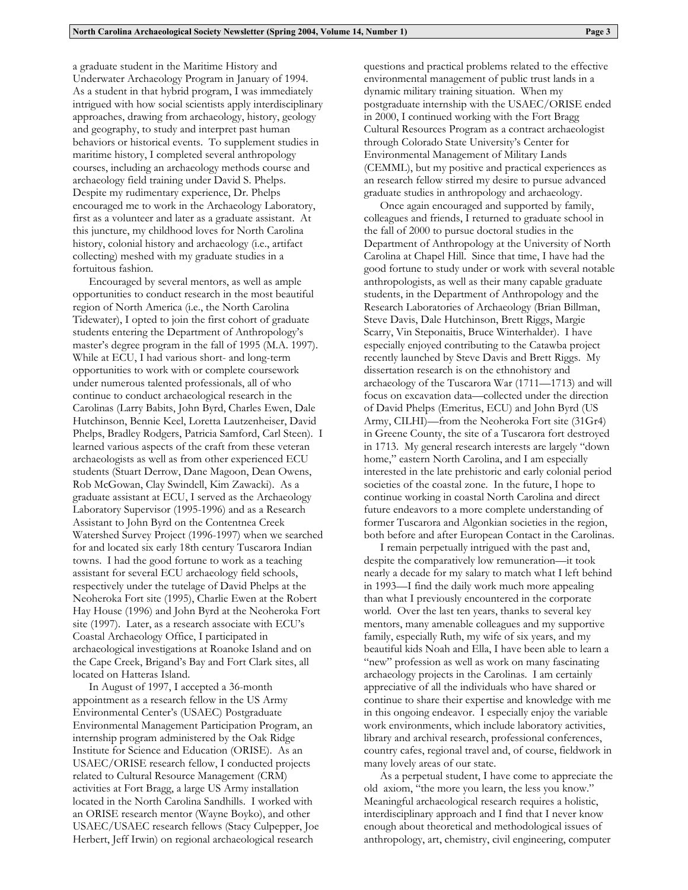a graduate student in the Maritime History and Underwater Archaeology Program in January of 1994. As a student in that hybrid program, I was immediately intrigued with how social scientists apply interdisciplinary approaches, drawing from archaeology, history, geology and geography, to study and interpret past human behaviors or historical events. To supplement studies in maritime history, I completed several anthropology courses, including an archaeology methods course and archaeology field training under David S. Phelps. Despite my rudimentary experience, Dr. Phelps encouraged me to work in the Archaeology Laboratory, first as a volunteer and later as a graduate assistant. At this juncture, my childhood loves for North Carolina history, colonial history and archaeology (i.e., artifact collecting) meshed with my graduate studies in a fortuitous fashion.

Encouraged by several mentors, as well as ample opportunities to conduct research in the most beautiful region of North America (i.e., the North Carolina Tidewater), I opted to join the first cohort of graduate students entering the Department of Anthropology's master's degree program in the fall of 1995 (M.A. 1997). While at ECU, I had various short- and long-term opportunities to work with or complete coursework under numerous talented professionals, all of who continue to conduct archaeological research in the Carolinas (Larry Babits, John Byrd, Charles Ewen, Dale Hutchinson, Bennie Keel, Loretta Lautzenheiser, David Phelps, Bradley Rodgers, Patricia Samford, Carl Steen). I learned various aspects of the craft from these veteran archaeologists as well as from other experienced ECU students (Stuart Derrow, Dane Magoon, Dean Owens, Rob McGowan, Clay Swindell, Kim Zawacki). As a graduate assistant at ECU, I served as the Archaeology Laboratory Supervisor (1995-1996) and as a Research Assistant to John Byrd on the Contentnea Creek Watershed Survey Project (1996-1997) when we searched for and located six early 18th century Tuscarora Indian towns. I had the good fortune to work as a teaching assistant for several ECU archaeology field schools, respectively under the tutelage of David Phelps at the Neoheroka Fort site (1995), Charlie Ewen at the Robert Hay House (1996) and John Byrd at the Neoheroka Fort site (1997). Later, as a research associate with ECU's Coastal Archaeology Office, I participated in archaeological investigations at Roanoke Island and on the Cape Creek, Brigand's Bay and Fort Clark sites, all located on Hatteras Island.

In August of 1997, I accepted a 36-month appointment as a research fellow in the US Army Environmental Center's (USAEC) Postgraduate Environmental Management Participation Program, an internship program administered by the Oak Ridge Institute for Science and Education (ORISE). As an USAEC/ORISE research fellow, I conducted projects related to Cultural Resource Management (CRM) activities at Fort Bragg, a large US Army installation located in the North Carolina Sandhills. I worked with an ORISE research mentor (Wayne Boyko), and other USAEC/USAEC research fellows (Stacy Culpepper, Joe Herbert, Jeff Irwin) on regional archaeological research questions and practical problems related to the effective environmental management of public trust lands in a dynamic military training situation. When my postgraduate internship with the USAEC/ORISE ended in 2000, I continued working with the Fort Bragg Cultural Resources Program as a contract archaeologist through Colorado State University's Center for Environmental Management of Military Lands (CEMML), but my positive and practical experiences as an research fellow stirred my desire to pursue advanced graduate studies in anthropology and archaeology.

Once again encouraged and supported by family, colleagues and friends, I returned to graduate school in the fall of 2000 to pursue doctoral studies in the Department of Anthropology at the University of North Carolina at Chapel Hill. Since that time, I have had the good fortune to study under or work with several notable anthropologists, as well as their many capable graduate students, in the Department of Anthropology and the Research Laboratories of Archaeology (Brian Billman, Steve Davis, Dale Hutchinson, Brett Riggs, Margie Scarry, Vin Steponaitis, Bruce Winterhalder). I have especially enjoyed contributing to the Catawba project recently launched by Steve Davis and Brett Riggs. My dissertation research is on the ethnohistory and archaeology of the Tuscarora War (1711—1713) and will focus on excavation data—collected under the direction of David Phelps (Emeritus, ECU) and John Byrd (US Army, CILHI)—from the Neoheroka Fort site (31Gr4) in Greene County, the site of a Tuscarora fort destroyed in 1713. My general research interests are largely "down home," eastern North Carolina, and I am especially interested in the late prehistoric and early colonial period societies of the coastal zone. In the future, I hope to continue working in coastal North Carolina and direct future endeavors to a more complete understanding of former Tuscarora and Algonkian societies in the region, both before and after European Contact in the Carolinas.

I remain perpetually intrigued with the past and, despite the comparatively low remuneration—it took nearly a decade for my salary to match what I left behind in 1993—I find the daily work much more appealing than what I previously encountered in the corporate world. Over the last ten years, thanks to several key mentors, many amenable colleagues and my supportive family, especially Ruth, my wife of six years, and my beautiful kids Noah and Ella, I have been able to learn a "new" profession as well as work on many fascinating archaeology projects in the Carolinas. I am certainly appreciative of all the individuals who have shared or continue to share their expertise and knowledge with me in this ongoing endeavor. I especially enjoy the variable work environments, which include laboratory activities, library and archival research, professional conferences, country cafes, regional travel and, of course, fieldwork in many lovely areas of our state.

As a perpetual student, I have come to appreciate the old axiom, "the more you learn, the less you know." Meaningful archaeological research requires a holistic, interdisciplinary approach and I find that I never know enough about theoretical and methodological issues of anthropology, art, chemistry, civil engineering, computer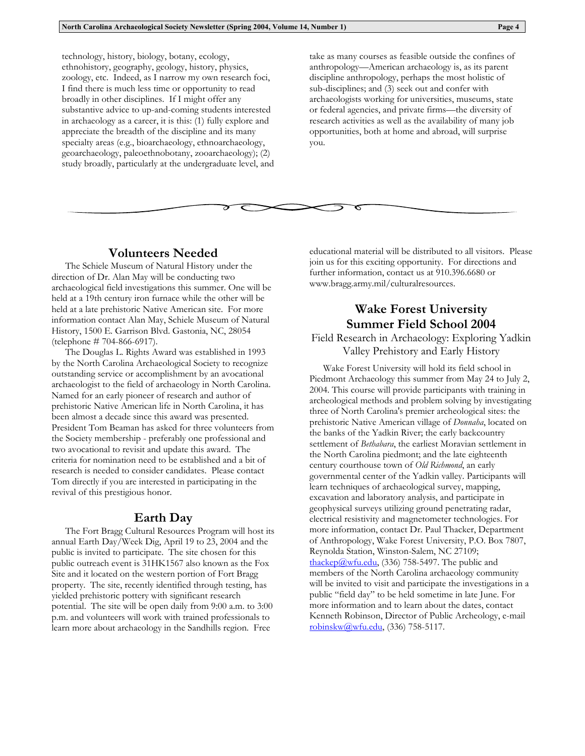technology, history, biology, botany, ecology, ethnohistory, geography, geology, history, physics, zoology, etc. Indeed, as I narrow my own research foci, I find there is much less time or opportunity to read broadly in other disciplines. If I might offer any substantive advice to up-and-coming students interested in archaeology as a career, it is this: (1) fully explore and appreciate the breadth of the discipline and its many specialty areas (e.g., bioarchaeology, ethnoarchaeology, geoarchaeology, paleoethnobotany, zooarchaeology); (2) study broadly, particularly at the undergraduate level, and take as many courses as feasible outside the confines of anthropology—American archaeology is, as its parent discipline anthropology, perhaps the most holistic of sub-disciplines; and (3) seek out and confer with archaeologists working for universities, museums, state or federal agencies, and private firms—the diversity of research activities as well as the availability of many job opportunities, both at home and abroad, will surprise you.

## Volunteers Needed

The Schiele Museum of Natural History under the direction of Dr. Alan May will be conducting two archaeological field investigations this summer. One will be held at a 19th century iron furnace while the other will be held at a late prehistoric Native American site. For more information contact Alan May, Schiele Museum of Natural History, 1500 E. Garrison Blvd. Gastonia, NC, 28054 (telephone # 704-866-6917).

The Douglas L. Rights Award was established in 1993 by the North Carolina Archaeological Society to recognize outstanding service or accomplishment by an avocational archaeologist to the field of archaeology in North Carolina. Named for an early pioneer of research and author of prehistoric Native American life in North Carolina, it has been almost a decade since this award was presented. President Tom Beaman has asked for three volunteers from the Society membership - preferably one professional and two avocational to revisit and update this award. The criteria for nomination need to be established and a bit of research is needed to consider candidates. Please contact Tom directly if you are interested in participating in the revival of this prestigious honor.

## Earth Day

The Fort Bragg Cultural Resources Program will host its annual Earth Day/Week Dig, April 19 to 23, 2004 and the public is invited to participate. The site chosen for this public outreach event is 31HK1567 also known as the Fox Site and it located on the western portion of Fort Bragg property. The site, recently identified through testing, has yielded prehistoric pottery with significant research potential. The site will be open daily from 9:00 a.m. to 3:00 p.m. and volunteers will work with trained professionals to learn more about archaeology in the Sandhills region. Free educational material will be distributed to all visitors. Please join us for this exciting opportunity. For directions and further information, contact us at 910.396.6680 or www.bragg.army.mil/culturalresources.

## Wake Forest University Summer Field School 2004

### Field Research in Archaeology: Exploring Yadkin Valley Prehistory and Early History

Wake Forest University will hold its field school in Piedmont Archaeology this summer from May 24 to July 2, 2004. This course will provide participants with training in archeological methods and problem solving by investigating three of North Carolina's premier archeological sites: the prehistoric Native American village of *Donnaha*, located on the banks of the Yadkin River; the early backcountry settlement of *Bethabara*, the earliest Moravian settlement in the North Carolina piedmont; and the late eighteenth century courthouse town of *Old Richmond*, an early governmental center of the Yadkin valley. Participants will learn techniques of archaeological survey, mapping, excavation and laboratory analysis, and participate in geophysical surveys utilizing ground penetrating radar, electrical resistivity and magnetometer technologies. For more information, contact Dr. Paul Thacker, Department of Anthropology, Wake Forest University, P.O. Box 7807, Reynolda Station, Winston-Salem, NC 27109; thackep@wfu.edu, (336) 758-5497. The public and members of the North Carolina archaeology community will be invited to visit and participate the investigations in a public "field day" to be held sometime in late June. For more information and to learn about the dates, contact Kenneth Robinson, Director of Public Archeology, e-mail robinskw@wfu.edu, (336) 758-5117.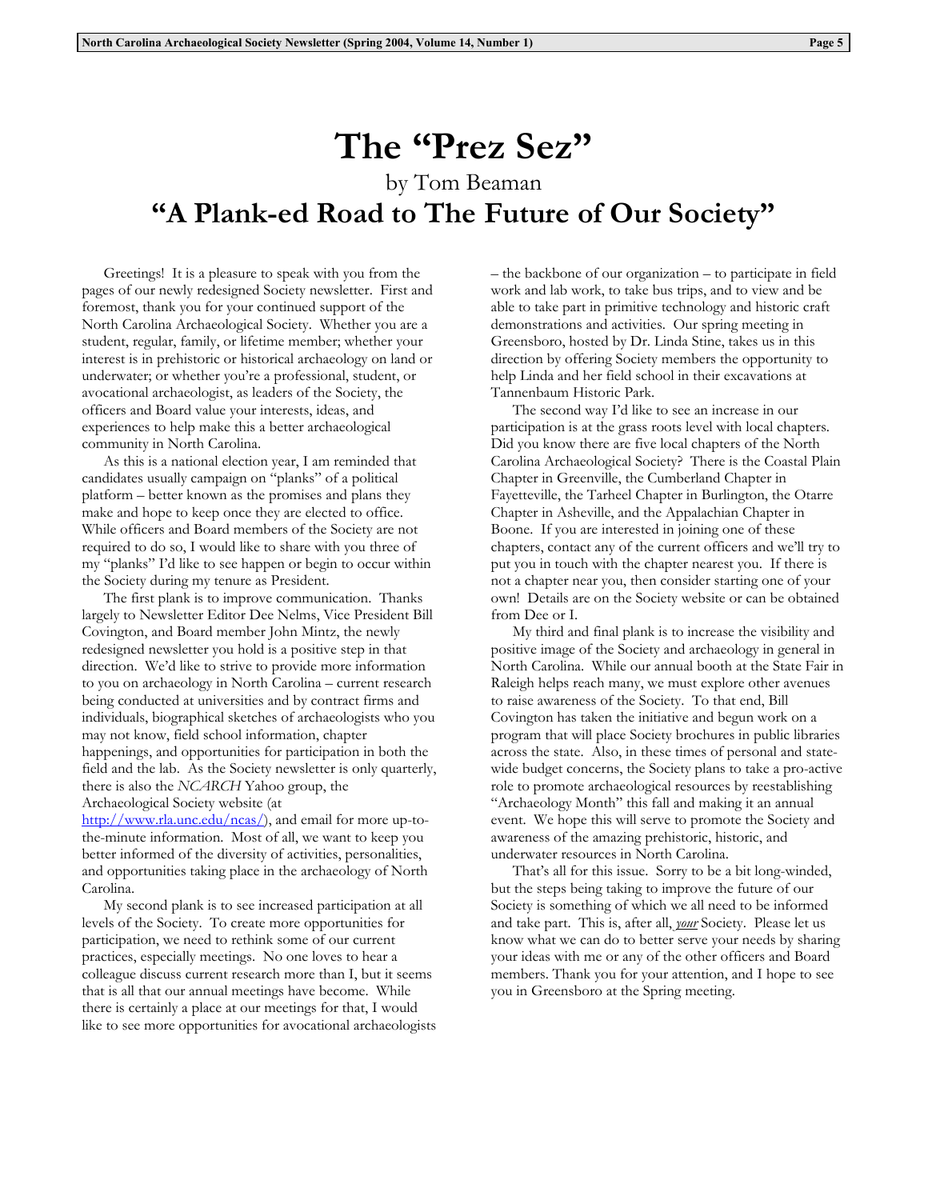# The "Prez Sez"

by Tom Beaman

## "A Plank-ed Road to The Future of Our Society"

Greetings! It is a pleasure to speak with you from the pages of our newly redesigned Society newsletter. First and foremost, thank you for your continued support of the North Carolina Archaeological Society. Whether you are a student, regular, family, or lifetime member; whether your interest is in prehistoric or historical archaeology on land or underwater; or whether you're a professional, student, or avocational archaeologist, as leaders of the Society, the officers and Board value your interests, ideas, and experiences to help make this a better archaeological community in North Carolina.

As this is a national election year, I am reminded that candidates usually campaign on "planks" of a political platform – better known as the promises and plans they make and hope to keep once they are elected to office. While officers and Board members of the Society are not required to do so, I would like to share with you three of my "planks" I'd like to see happen or begin to occur within the Society during my tenure as President.

The first plank is to improve communication. Thanks largely to Newsletter Editor Dee Nelms, Vice President Bill Covington, and Board member John Mintz, the newly redesigned newsletter you hold is a positive step in that direction. We'd like to strive to provide more information to you on archaeology in North Carolina – current research being conducted at universities and by contract firms and individuals, biographical sketches of archaeologists who you may not know, field school information, chapter happenings, and opportunities for participation in both the field and the lab. As the Society newsletter is only quarterly, there is also the *NCARCH* Yahoo group, the Archaeological Society website (at http://www.rla.unc.edu/ncas/), and email for more up-to-the-minute information. Most of all, we want to keep you better informed of the diversity of activities, personalities, and opportunities taking place in the archaeology of North Carolina.

My second plank is to see increased participation at all levels of the Society. To create more opportunities for participation, we need to rethink some of our current practices, especially meetings. No one loves to hear a colleague discuss current research more than I, but it seems that is all that our annual meetings have become. While there is certainly a place at our meetings for that, I would like to see more opportunities for avocational archaeologists – the backbone of our organization – to participate in field work and lab work, to take bus trips, and to view and be able to take part in primitive technology and historic craft demonstrations and activities. Our spring meeting in Greensboro, hosted by Dr. Linda Stine, takes us in this direction by offering Society members the opportunity to help Linda and her field school in their excavations at Tannenbaum Historic Park.

The second way I'd like to see an increase in our participation is at the grass roots level with local chapters. Did you know there are five local chapters of the North Carolina Archaeological Society? There is the Coastal Plain Chapter in Greenville, the Cumberland Chapter in Fayetteville, the Tarheel Chapter in Burlington, the Otarre Chapter in Asheville, and the Appalachian Chapter in Boone. If you are interested in joining one of these chapters, contact any of the current officers and we'll try to put you in touch with the chapter nearest you. If there is not a chapter near you, then consider starting one of your own! Details are on the Society website or can be obtained from Dee or I.

My third and final plank is to increase the visibility and positive image of the Society and archaeology in general in North Carolina. While our annual booth at the State Fair in Raleigh helps reach many, we must explore other avenues to raise awareness of the Society. To that end, Bill Covington has taken the initiative and begun work on a program that will place Society brochures in public libraries across the state. Also, in these times of personal and statewide budget concerns, the Society plans to take a pro-active role to promote archaeological resources by reestablishing "Archaeology Month" this fall and making it an annual event. We hope this will serve to promote the Society and awareness of the amazing prehistoric, historic, and underwater resources in North Carolina.

That's all for this issue. Sorry to be a bit long-winded, but the steps being taking to improve the future of our Society is something of which we all need to be informed and take part. This is, after all, ***your*** Society. Please let us know what we can do to better serve your needs by sharing your ideas with me or any of the other officers and Board members. Thank you for your attention, and I hope to see you in Greensboro at the Spring meeting.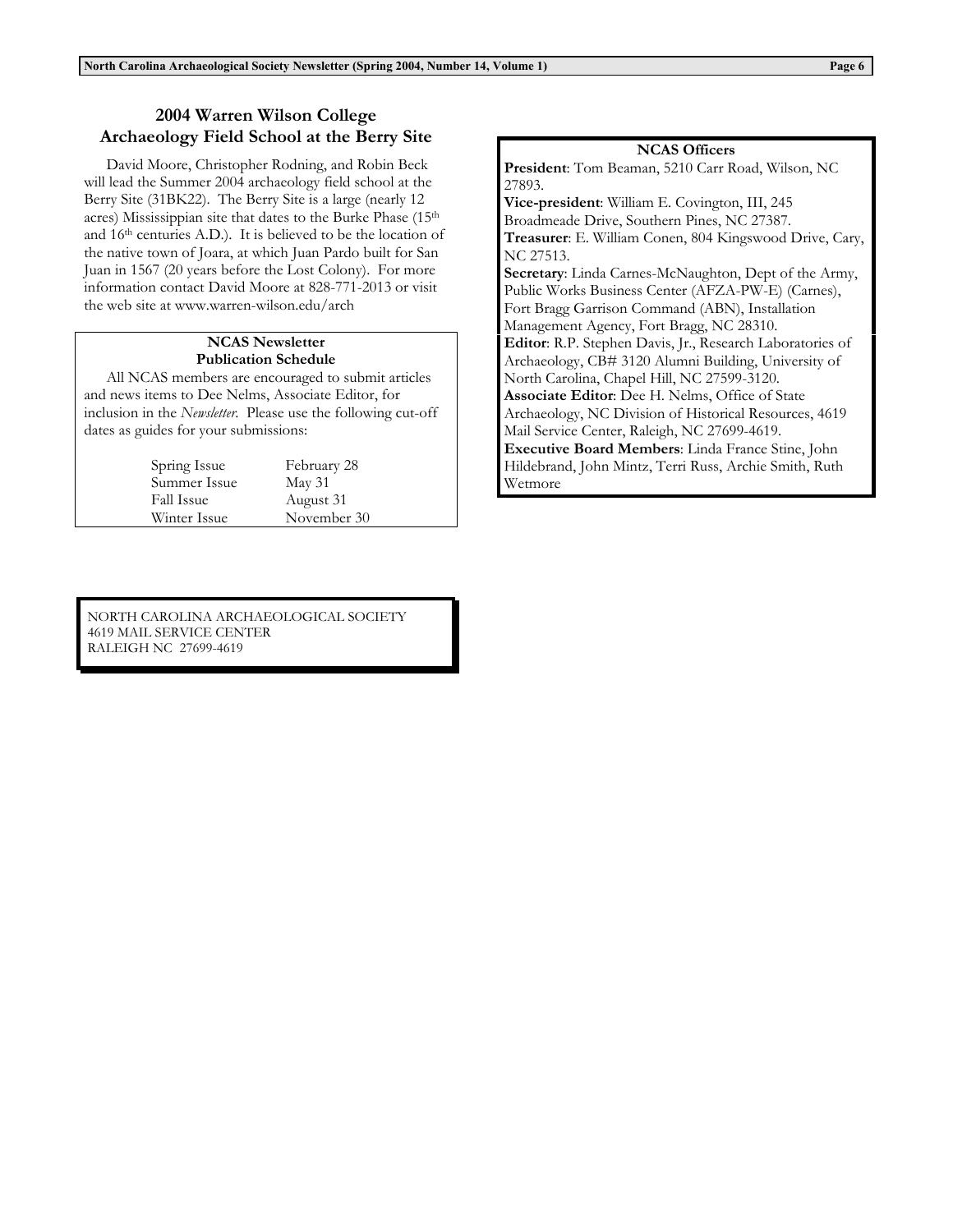## 2004 Warren Wilson College Archaeology Field School at the Berry Site

David Moore, Christopher Rodning, and Robin Beck will lead the Summer 2004 archaeology field school at the Berry Site (31BK22). The Berry Site is a large (nearly 12 acres) Mississippian site that dates to the Burke Phase (15th and 16th centuries A.D.). It is believed to be the location of the native town of Joara, at which Juan Pardo built for San Juan in 1567 (20 years before the Lost Colony). For more information contact David Moore at 828-771-2013 or visit the web site at www.warren-wilson.edu/arch

**NCAS Newsletter Publication Schedule**

All NCAS members are encouraged to submit articles and news items to Dee Nelms, Associate Editor, for inclusion in the *Newsletter*. Please use the following cut-off dates as guides for your submissions:

| | |
|---|---|
| Spring Issue | February 28 |
| Summer Issue | May 31 |
| Fall Issue | August 31 |
| Winter Issue | November 30 |

NORTH CAROLINA ARCHAEOLOGICAL SOCIETY
4619 MAIL SERVICE CENTER
RALEIGH NC 27699-4619

**NCAS Officers**

**President**: Tom Beaman, 5210 Carr Road, Wilson, NC 27893.
**Vice-president**: William E. Covington, III, 245 Broadmeade Drive, Southern Pines, NC 27387.
**Treasurer**: E. William Conen, 804 Kingswood Drive, Cary, NC 27513.
**Secretary**: Linda Carnes-McNaughton, Dept of the Army, Public Works Business Center (AFZA-PW-E) (Carnes), Fort Bragg Garrison Command (ABN), Installation Management Agency, Fort Bragg, NC 28310.
**Editor**: R.P. Stephen Davis, Jr., Research Laboratories of Archaeology, CB# 3120 Alumni Building, University of North Carolina, Chapel Hill, NC 27599-3120.
**Associate Editor**: Dee H. Nelms, Office of State Archaeology, NC Division of Historical Resources, 4619 Mail Service Center, Raleigh, NC 27699-4619.
**Executive Board Members**: Linda France Stine, John Hildebrand, John Mintz, Terri Russ, Archie Smith, Ruth Wetmore